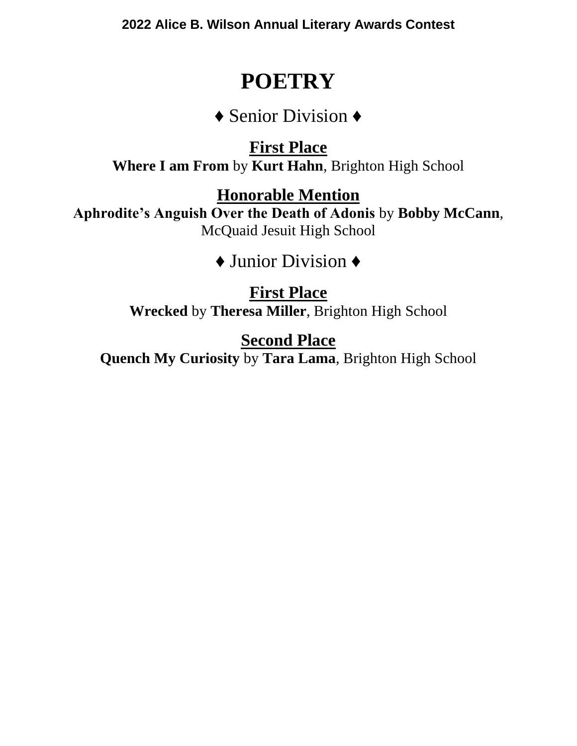**2022 Alice B. Wilson Annual Literary Awards Contest**

# POETRY

## ♦ Senior Division ♦

### First Place

**Where I am From** by **Kurt Hahn**, Brighton High School

### Honorable Mention

**Aphrodite's Anguish Over the Death of Adonis** by **Bobby McCann**, McQuaid Jesuit High School

## ♦ Junior Division ♦

### First Place

**Wrecked** by **Theresa Miller**, Brighton High School

### Second Place

**Quench My Curiosity** by **Tara Lama**, Brighton High School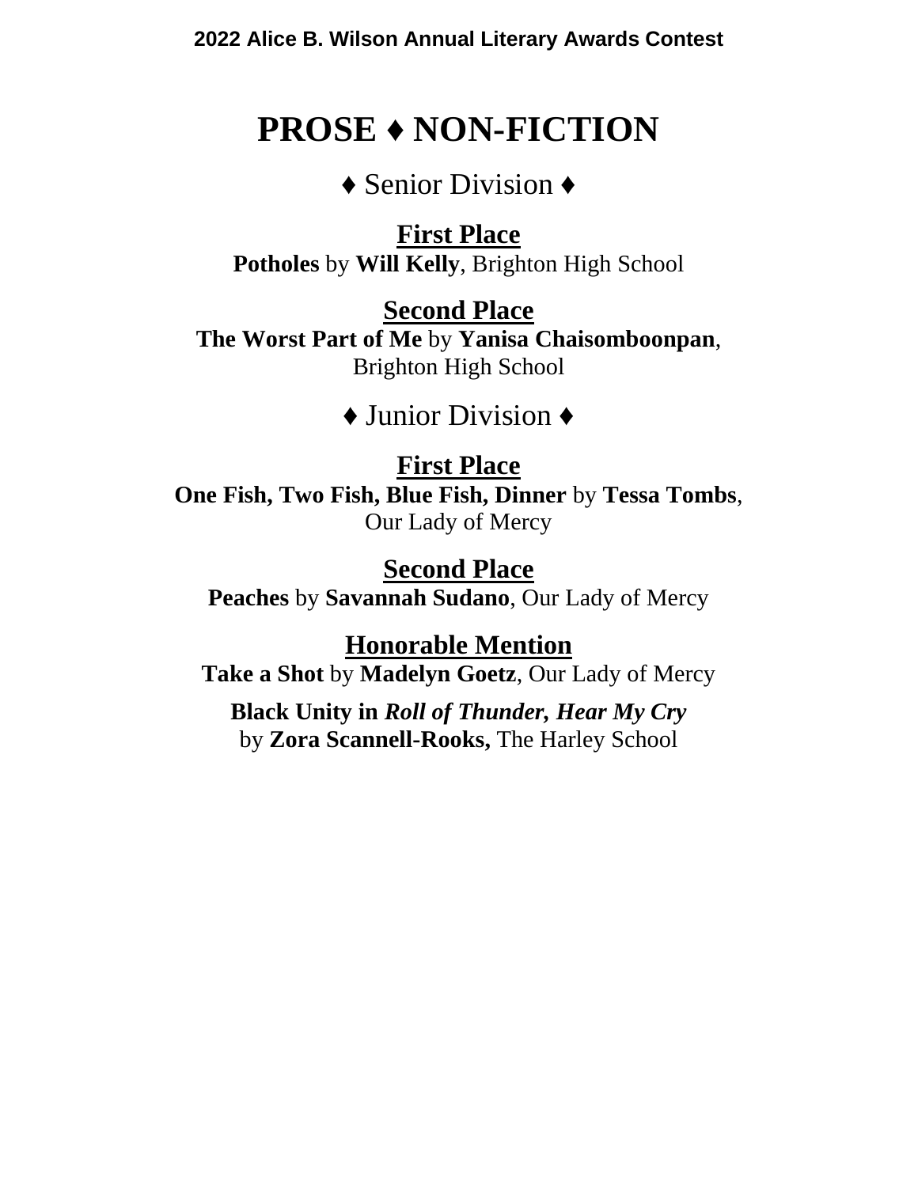# PROSE ♦ NON-FICTION

## ♦ Senior Division ♦

### First Place

**Potholes** by **Will Kelly**, Brighton High School

### Second Place

**The Worst Part of Me** by **Yanisa Chaisomboonpan**, Brighton High School

## ♦ Junior Division ♦

### First Place

**One Fish, Two Fish, Blue Fish, Dinner** by **Tessa Tombs**, Our Lady of Mercy

### Second Place

**Peaches** by **Savannah Sudano**, Our Lady of Mercy

### Honorable Mention

**Take a Shot** by **Madelyn Goetz**, Our Lady of Mercy

**Black Unity in *Roll of Thunder, Hear My Cry*** by **Zora Scannell-Rooks,** The Harley School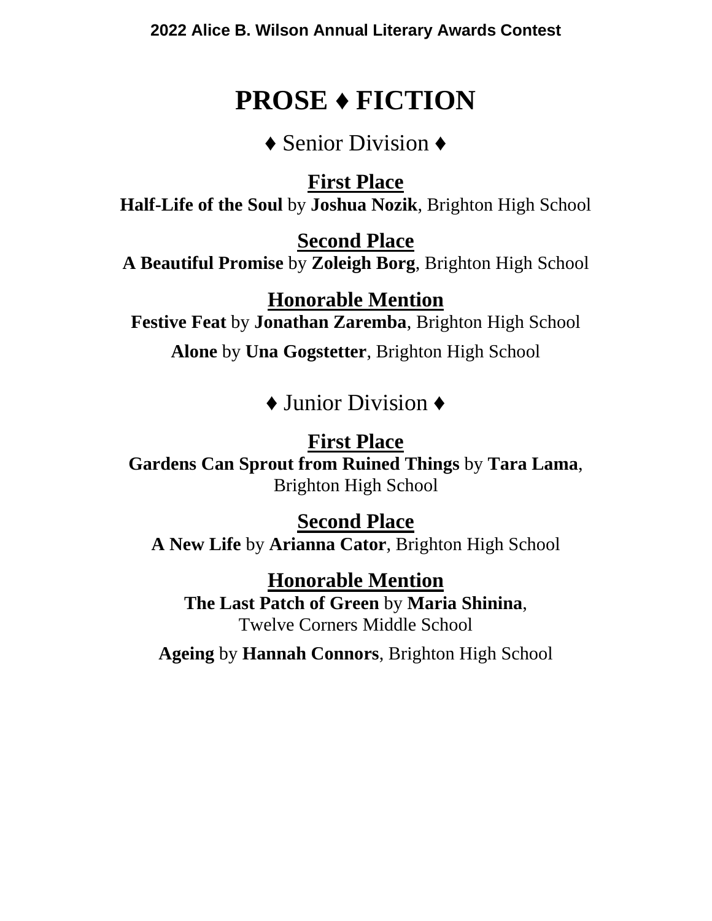# PROSE ♦ FICTION

## ♦ Senior Division ♦

### First Place

**Half-Life of the Soul** by **Joshua Nozik**, Brighton High School

### Second Place

**A Beautiful Promise** by **Zoleigh Borg**, Brighton High School

### Honorable Mention

**Festive Feat** by **Jonathan Zaremba**, Brighton High School

**Alone** by **Una Gogstetter**, Brighton High School

## ♦ Junior Division ♦

### First Place

**Gardens Can Sprout from Ruined Things** by **Tara Lama**, Brighton High School

### Second Place

**A New Life** by **Arianna Cator**, Brighton High School

### Honorable Mention

**The Last Patch of Green** by **Maria Shinina**, Twelve Corners Middle School

**Ageing** by **Hannah Connors**, Brighton High School